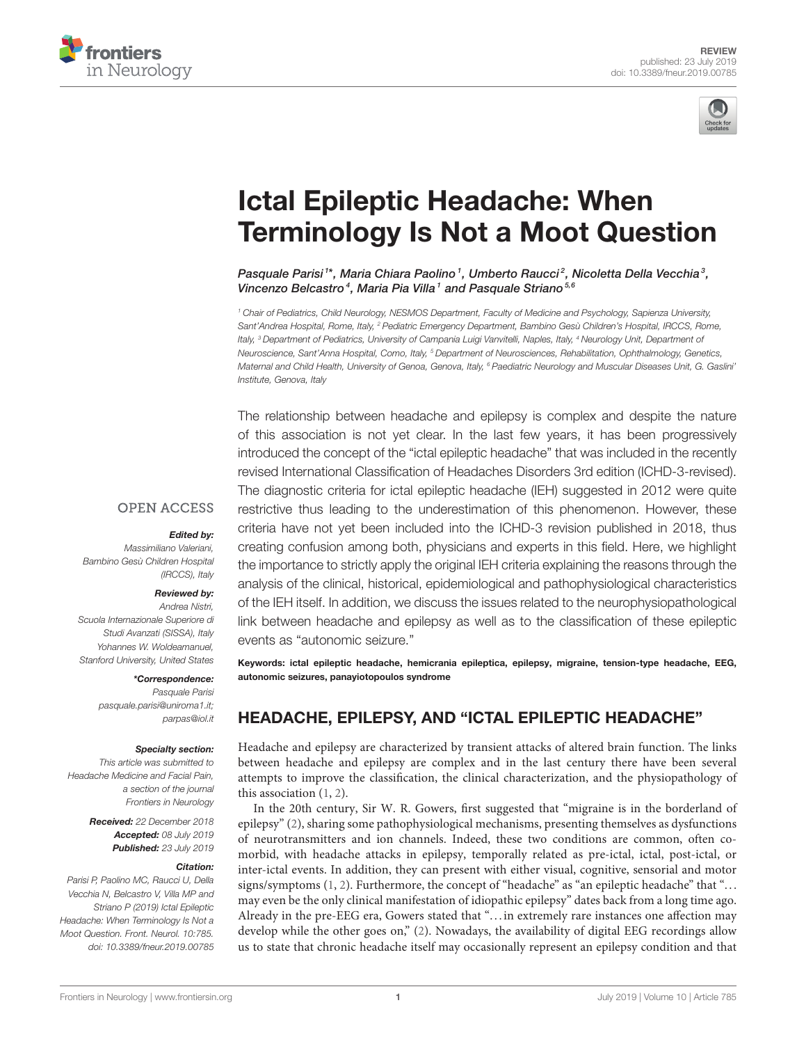REVIEW
published: 23 July 2019
doi: 10.3389/fneur.2019.00785

# Ictal Epileptic Headache: When Terminology Is Not a Moot Question

*Pasquale Parisi[1]*, Maria Chiara Paolino[1], Umberto Raucci[2], Nicoletta Della Vecchia[3], Vincenzo Belcastro[4], Maria Pia Villa[1] and Pasquale Striano[5,6]*

[1] Chair of Pediatrics, Child Neurology, NESMOS Department, Faculty of Medicine and Psychology, Sapienza University, Sant'Andrea Hospital, Rome, Italy, [2] Pediatric Emergency Department, Bambino Gesù Children's Hospital, IRCCS, Rome, Italy, [3] Department of Pediatrics, University of Campania Luigi Vanvitelli, Naples, Italy, [4] Neurology Unit, Department of Neuroscience, Sant'Anna Hospital, Como, Italy, [5] Department of Neurosciences, Rehabilitation, Ophthalmology, Genetics, Maternal and Child Health, University of Genoa, Genova, Italy, [6] Paediatric Neurology and Muscular Diseases Unit, G. Gaslini' Institute, Genova, Italy

OPEN ACCESS

**Edited by:**
*Massimiliano Valeriani, Bambino Gesù Children Hospital (IRCCS), Italy*

**Reviewed by:**
*Andrea Nistri, Scuola Internazionale Superiore di Studi Avanzati (SISSA), Italy*
*Yohannes W. Woldeamanuel, Stanford University, United States*

***Correspondence:**
*Pasquale Parisi*
*pasquale.parisi@uniroma1.it;*
*parpas@iol.it*

**Specialty section:**
*This article was submitted to Headache Medicine and Facial Pain, a section of the journal Frontiers in Neurology*

**Received:** *22 December 2018*
**Accepted:** *08 July 2019*
**Published:** *23 July 2019*

**Citation:**
*Parisi P, Paolino MC, Raucci U, Della Vecchia N, Belcastro V, Villa MP and Striano P (2019) Ictal Epileptic Headache: When Terminology Is Not a Moot Question. Front. Neurol. 10:785. doi: 10.3389/fneur.2019.00785*

The relationship between headache and epilepsy is complex and despite the nature of this association is not yet clear. In the last few years, it has been progressively introduced the concept of the "ictal epileptic headache" that was included in the recently revised International Classification of Headaches Disorders 3rd edition (ICHD-3-revised). The diagnostic criteria for ictal epileptic headache (IEH) suggested in 2012 were quite restrictive thus leading to the underestimation of this phenomenon. However, these criteria have not yet been included into the ICHD-3 revision published in 2018, thus creating confusion among both, physicians and experts in this field. Here, we highlight the importance to strictly apply the original IEH criteria explaining the reasons through the analysis of the clinical, historical, epidemiological and pathophysiological characteristics of the IEH itself. In addition, we discuss the issues related to the neurophysiopathological link between headache and epilepsy as well as to the classification of these epileptic events as "autonomic seizure."

**Keywords: ictal epileptic headache, hemicrania epileptica, epilepsy, migraine, tension-type headache, EEG, autonomic seizures, panayiotopoulos syndrome**

## HEADACHE, EPILEPSY, AND "ICTAL EPILEPTIC HEADACHE"

Headache and epilepsy are characterized by transient attacks of altered brain function. The links between headache and epilepsy are complex and in the last century there have been several attempts to improve the classification, the clinical characterization, and the physiopathology of this association (1, 2).

In the 20th century, Sir W. R. Gowers, first suggested that "migraine is in the borderland of epilepsy" (2), sharing some pathophysiological mechanisms, presenting themselves as dysfunctions of neurotransmitters and ion channels. Indeed, these two conditions are common, often co-morbid, with headache attacks in epilepsy, temporally related as pre-ictal, ictal, post-ictal, or inter-ictal events. In addition, they can present with either visual, cognitive, sensorial and motor signs/symptoms (1, 2). Furthermore, the concept of "headache" as "an epileptic headache" that "... may even be the only clinical manifestation of idiopathic epilepsy" dates back from a long time ago. Already in the pre-EEG era, Gowers stated that "... in extremely rare instances one affection may develop while the other goes on," (2). Nowadays, the availability of digital EEG recordings allow us to state that chronic headache itself may occasionally represent an epilepsy condition and that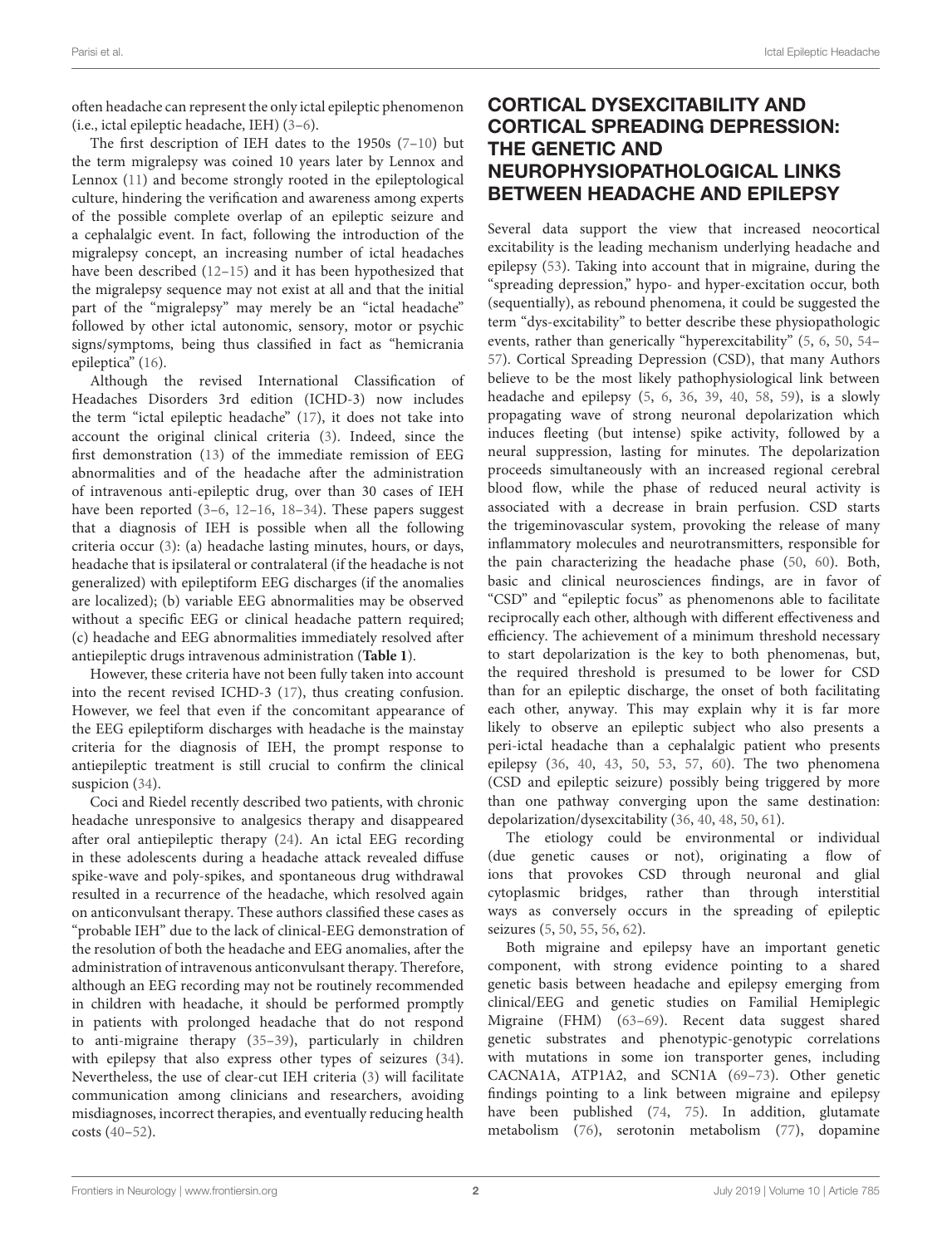often headache can represent the only ictal epileptic phenomenon (i.e., ictal epileptic headache, IEH) (3–6).

The first description of IEH dates to the 1950s (7–10) but the term migralepsy was coined 10 years later by Lennox and Lennox (11) and become strongly rooted in the epileptological culture, hindering the verification and awareness among experts of the possible complete overlap of an epileptic seizure and a cephalalgic event. In fact, following the introduction of the migralepsy concept, an increasing number of ictal headaches have been described (12–15) and it has been hypothesized that the migralepsy sequence may not exist at all and that the initial part of the "migralepsy" may merely be an "ictal headache" followed by other ictal autonomic, sensory, motor or psychic signs/symptoms, being thus classified in fact as "hemicrania epileptica" (16).

Although the revised International Classification of Headaches Disorders 3rd edition (ICHD-3) now includes the term "ictal epileptic headache" (17), it does not take into account the original clinical criteria (3). Indeed, since the first demonstration (13) of the immediate remission of EEG abnormalities and of the headache after the administration of intravenous anti-epileptic drug, over than 30 cases of IEH have been reported (3–6, 12–16, 18–34). These papers suggest that a diagnosis of IEH is possible when all the following criteria occur (3): (a) headache lasting minutes, hours, or days, headache that is ipsilateral or contralateral (if the headache is not generalized) with epileptiform EEG discharges (if the anomalies are localized); (b) variable EEG abnormalities may be observed without a specific EEG or clinical headache pattern required; (c) headache and EEG abnormalities immediately resolved after antiepileptic drugs intravenous administration (**Table 1**).

However, these criteria have not been fully taken into account into the recent revised ICHD-3 (17), thus creating confusion. However, we feel that even if the concomitant appearance of the EEG epileptiform discharges with headache is the mainstay criteria for the diagnosis of IEH, the prompt response to antiepileptic treatment is still crucial to confirm the clinical suspicion (34).

Coci and Riedel recently described two patients, with chronic headache unresponsive to analgesics therapy and disappeared after oral antiepileptic therapy (24). An ictal EEG recording in these adolescents during a headache attack revealed diffuse spike-wave and poly-spikes, and spontaneous drug withdrawal resulted in a recurrence of the headache, which resolved again on anticonvulsant therapy. These authors classified these cases as "probable IEH" due to the lack of clinical-EEG demonstration of the resolution of both the headache and EEG anomalies, after the administration of intravenous anticonvulsant therapy. Therefore, although an EEG recording may not be routinely recommended in children with headache, it should be performed promptly in patients with prolonged headache that do not respond to anti-migraine therapy (35–39), particularly in children with epilepsy that also express other types of seizures (34). Nevertheless, the use of clear-cut IEH criteria (3) will facilitate communication among clinicians and researchers, avoiding misdiagnoses, incorrect therapies, and eventually reducing health costs (40–52).

## CORTICAL DYSEXCITABILITY AND CORTICAL SPREADING DEPRESSION: THE GENETIC AND NEUROPHYSIOPATHOLOGICAL LINKS BETWEEN HEADACHE AND EPILEPSY

Several data support the view that increased neocortical excitability is the leading mechanism underlying headache and epilepsy (53). Taking into account that in migraine, during the "spreading depression," hypo- and hyper-excitation occur, both (sequentially), as rebound phenomena, it could be suggested the term "dys-excitability" to better describe these physiopathologic events, rather than generically "hyperexcitability" (5, 6, 50, 54–57). Cortical Spreading Depression (CSD), that many Authors believe to be the most likely pathophysiological link between headache and epilepsy (5, 6, 36, 39, 40, 58, 59), is a slowly propagating wave of strong neuronal depolarization which induces fleeting (but intense) spike activity, followed by a neural suppression, lasting for minutes. The depolarization proceeds simultaneously with an increased regional cerebral blood flow, while the phase of reduced neural activity is associated with a decrease in brain perfusion. CSD starts the trigeminovascular system, provoking the release of many inflammatory molecules and neurotransmitters, responsible for the pain characterizing the headache phase (50, 60). Both, basic and clinical neurosciences findings, are in favor of "CSD" and "epileptic focus" as phenomenons able to facilitate reciprocally each other, although with different effectiveness and efficiency. The achievement of a minimum threshold necessary to start depolarization is the key to both phenomenas, but, the required threshold is presumed to be lower for CSD than for an epileptic discharge, the onset of both facilitating each other, anyway. This may explain why it is far more likely to observe an epileptic subject who also presents a peri-ictal headache than a cephalalgic patient who presents epilepsy (36, 40, 43, 50, 53, 57, 60). The two phenomena (CSD and epileptic seizure) possibly being triggered by more than one pathway converging upon the same destination: depolarization/dysexcitability (36, 40, 48, 50, 61).

The etiology could be environmental or individual (due genetic causes or not), originating a flow of ions that provokes CSD through neuronal and glial cytoplasmic bridges, rather than through interstitial ways as conversely occurs in the spreading of epileptic seizures (5, 50, 55, 56, 62).

Both migraine and epilepsy have an important genetic component, with strong evidence pointing to a shared genetic basis between headache and epilepsy emerging from clinical/EEG and genetic studies on Familial Hemiplegic Migraine (FHM) (63–69). Recent data suggest shared genetic substrates and phenotypic-genotypic correlations with mutations in some ion transporter genes, including CACNA1A, ATP1A2, and SCN1A (69–73). Other genetic findings pointing to a link between migraine and epilepsy have been published (74, 75). In addition, glutamate metabolism (76), serotonin metabolism (77), dopamine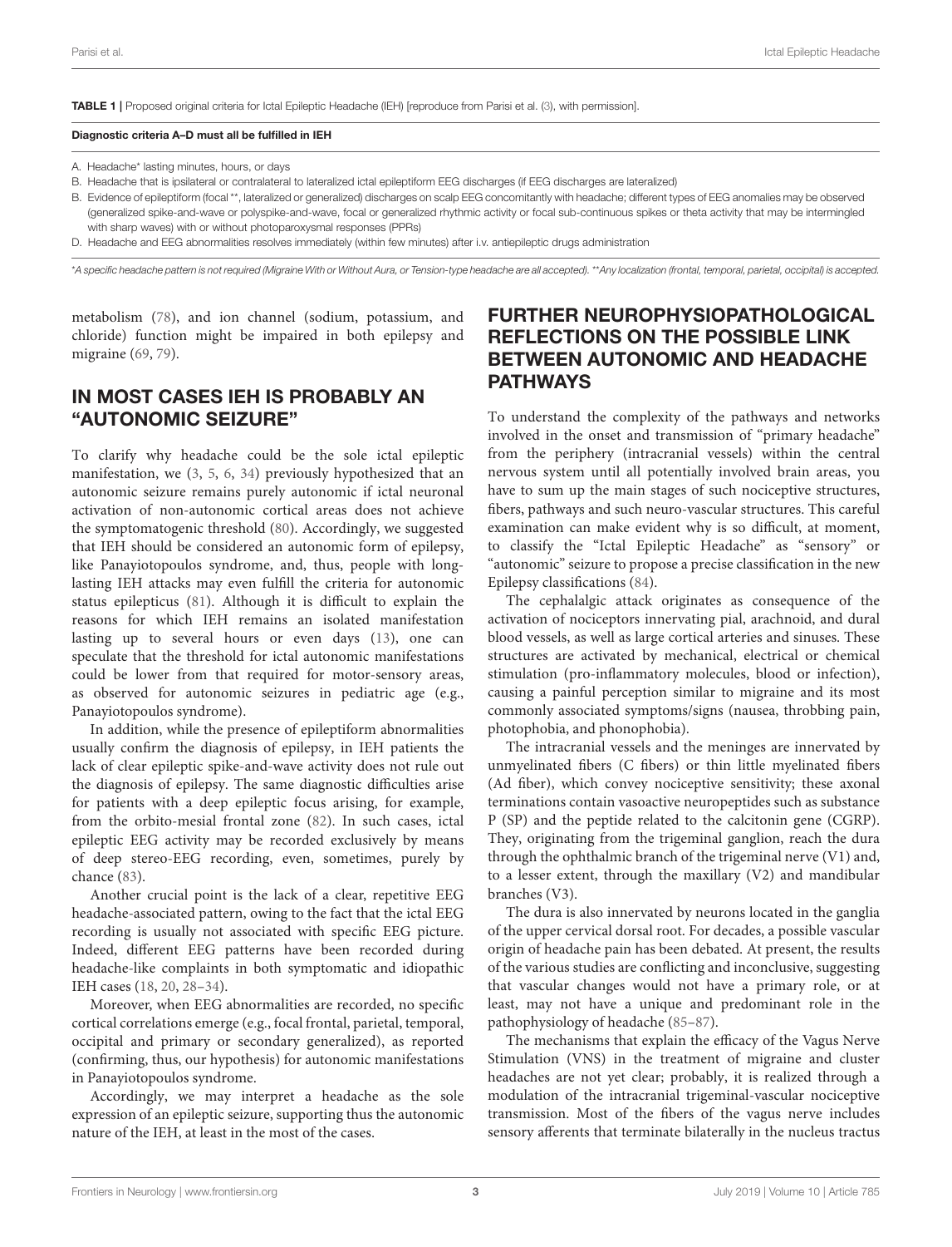**TABLE 1** | Proposed original criteria for Ictal Epileptic Headache (IEH) [reproduce from Parisi et al. (3), with permission].

| Diagnostic criteria A–D must all be fulfilled in IEH |
|---|
| A. Headache* lasting minutes, hours, or days |
| B. Headache that is ipsilateral or contralateral to lateralized ictal epileptiform EEG discharges (if EEG discharges are lateralized) |
| B. Evidence of epileptiform (focal **, lateralized or generalized) discharges on scalp EEG concomitantly with headache; different types of EEG anomalies may be observed (generalized spike-and-wave or polyspike-and-wave, focal or generalized rhythmic activity or focal sub-continuous spikes or theta activity that may be intermingled with sharp waves) with or without photoparoxysmal responses (PPRs) |
| D. Headache and EEG abnormalities resolves immediately (within few minutes) after i.v. antiepileptic drugs administration |

*A specific headache pattern is not required (Migraine With or Without Aura, or Tension-type headache are all accepted). **Any localization (frontal, temporal, parietal, occipital) is accepted.

metabolism (78), and ion channel (sodium, potassium, and chloride) function might be impaired in both epilepsy and migraine (69, 79).

## IN MOST CASES IEH IS PROBABLY AN "AUTONOMIC SEIZURE"

To clarify why headache could be the sole ictal epileptic manifestation, we (3, 5, 6, 34) previously hypothesized that an autonomic seizure remains purely autonomic if ictal neuronal activation of non-autonomic cortical areas does not achieve the symptomatogenic threshold (80). Accordingly, we suggested that IEH should be considered an autonomic form of epilepsy, like Panayiotopoulos syndrome, and, thus, people with long-lasting IEH attacks may even fulfill the criteria for autonomic status epilepticus (81). Although it is difficult to explain the reasons for which IEH remains an isolated manifestation lasting up to several hours or even days (13), one can speculate that the threshold for ictal autonomic manifestations could be lower from that required for motor-sensory areas, as observed for autonomic seizures in pediatric age (e.g., Panayiotopoulos syndrome).

In addition, while the presence of epileptiform abnormalities usually confirm the diagnosis of epilepsy, in IEH patients the lack of clear epileptic spike-and-wave activity does not rule out the diagnosis of epilepsy. The same diagnostic difficulties arise for patients with a deep epileptic focus arising, for example, from the orbito-mesial frontal zone (82). In such cases, ictal epileptic EEG activity may be recorded exclusively by means of deep stereo-EEG recording, even, sometimes, purely by chance (83).

Another crucial point is the lack of a clear, repetitive EEG headache-associated pattern, owing to the fact that the ictal EEG recording is usually not associated with specific EEG picture. Indeed, different EEG patterns have been recorded during headache-like complaints in both symptomatic and idiopathic IEH cases (18, 20, 28–34).

Moreover, when EEG abnormalities are recorded, no specific cortical correlations emerge (e.g., focal frontal, parietal, temporal, occipital and primary or secondary generalized), as reported (confirming, thus, our hypothesis) for autonomic manifestations in Panayiotopoulos syndrome.

Accordingly, we may interpret a headache as the sole expression of an epileptic seizure, supporting thus the autonomic nature of the IEH, at least in the most of the cases.

## FURTHER NEUROPHYSIOPATHOLOGICAL REFLECTIONS ON THE POSSIBLE LINK BETWEEN AUTONOMIC AND HEADACHE PATHWAYS

To understand the complexity of the pathways and networks involved in the onset and transmission of "primary headache" from the periphery (intracranial vessels) within the central nervous system until all potentially involved brain areas, you have to sum up the main stages of such nociceptive structures, fibers, pathways and such neuro-vascular structures. This careful examination can make evident why is so difficult, at moment, to classify the "Ictal Epileptic Headache" as "sensory" or "autonomic" seizure to propose a precise classification in the new Epilepsy classifications (84).

The cephalalgic attack originates as consequence of the activation of nociceptors innervating pial, arachnoid, and dural blood vessels, as well as large cortical arteries and sinuses. These structures are activated by mechanical, electrical or chemical stimulation (pro-inflammatory molecules, blood or infection), causing a painful perception similar to migraine and its most commonly associated symptoms/signs (nausea, throbbing pain, photophobia, and phonophobia).

The intracranial vessels and the meninges are innervated by unmyelinated fibers (C fibers) or thin little myelinated fibers (Ad fiber), which convey nociceptive sensitivity; these axonal terminations contain vasoactive neuropeptides such as substance P (SP) and the peptide related to the calcitonin gene (CGRP). They, originating from the trigeminal ganglion, reach the dura through the ophthalmic branch of the trigeminal nerve (V1) and, to a lesser extent, through the maxillary (V2) and mandibular branches (V3).

The dura is also innervated by neurons located in the ganglia of the upper cervical dorsal root. For decades, a possible vascular origin of headache pain has been debated. At present, the results of the various studies are conflicting and inconclusive, suggesting that vascular changes would not have a primary role, or at least, may not have a unique and predominant role in the pathophysiology of headache (85–87).

The mechanisms that explain the efficacy of the Vagus Nerve Stimulation (VNS) in the treatment of migraine and cluster headaches are not yet clear; probably, it is realized through a modulation of the intracranial trigeminal-vascular nociceptive transmission. Most of the fibers of the vagus nerve includes sensory afferents that terminate bilaterally in the nucleus tractus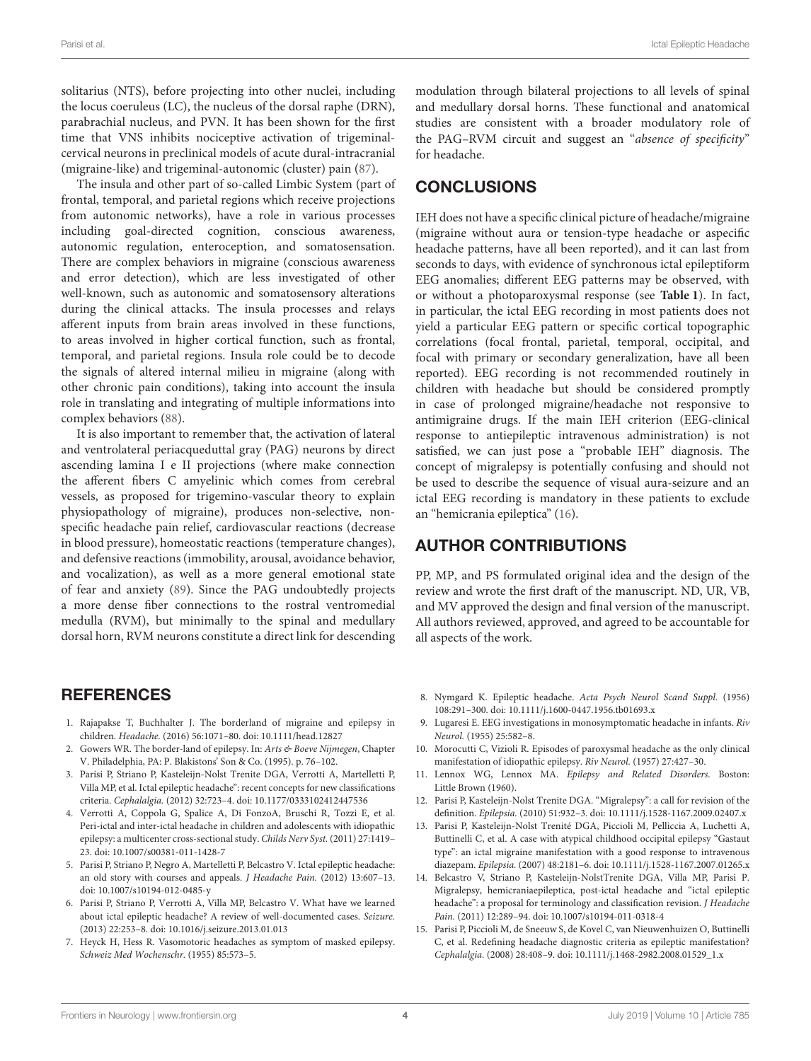solitarius (NTS), before projecting into other nuclei, including the locus coeruleus (LC), the nucleus of the dorsal raphe (DRN), parabrachial nucleus, and PVN. It has been shown for the first time that VNS inhibits nociceptive activation of trigeminal-cervical neurons in preclinical models of acute dural-intracranial (migraine-like) and trigeminal-autonomic (cluster) pain (87).

The insula and other part of so-called Limbic System (part of frontal, temporal, and parietal regions which receive projections from autonomic networks), have a role in various processes including goal-directed cognition, conscious awareness, autonomic regulation, enteroception, and somatosensation. There are complex behaviors in migraine (conscious awareness and error detection), which are less investigated of other well-known, such as autonomic and somatosensory alterations during the clinical attacks. The insula processes and relays afferent inputs from brain areas involved in these functions, to areas involved in higher cortical function, such as frontal, temporal, and parietal regions. Insula role could be to decode the signals of altered internal milieu in migraine (along with other chronic pain conditions), taking into account the insula role in translating and integrating of multiple informations into complex behaviors (88).

It is also important to remember that, the activation of lateral and ventrolateral periacqueduttal gray (PAG) neurons by direct ascending lamina I e II projections (where make connection the afferent fibers C amyelinic which comes from cerebral vessels, as proposed for trigemino-vascular theory to explain physiopathology of migraine), produces non-selective, non-specific headache pain relief, cardiovascular reactions (decrease in blood pressure), homeostatic reactions (temperature changes), and defensive reactions (immobility, arousal, avoidance behavior, and vocalization), as well as a more general emotional state of fear and anxiety (89). Since the PAG undoubtedly projects a more dense fiber connections to the rostral ventromedial medulla (RVM), but minimally to the spinal and medullary dorsal horn, RVM neurons constitute a direct link for descending modulation through bilateral projections to all levels of spinal and medullary dorsal horns. These functional and anatomical studies are consistent with a broader modulatory role of the PAG–RVM circuit and suggest an "*absence of specificity*" for headache.

## CONCLUSIONS

IEH does not have a specific clinical picture of headache/migraine (migraine without aura or tension-type headache or aspecific headache patterns, have all been reported), and it can last from seconds to days, with evidence of synchronous ictal epileptiform EEG anomalies; different EEG patterns may be observed, with or without a photoparoxysmal response (see **Table 1**). In fact, in particular, the ictal EEG recording in most patients does not yield a particular EEG pattern or specific cortical topographic correlations (focal frontal, parietal, temporal, occipital, and focal with primary or secondary generalization, have all been reported). EEG recording is not recommended routinely in children with headache but should be considered promptly in case of prolonged migraine/headache not responsive to antimigraine drugs. If the main IEH criterion (EEG-clinical response to antiepileptic intravenous administration) is not satisfied, we can just pose a "probable IEH" diagnosis. The concept of migralepsy is potentially confusing and should not be used to describe the sequence of visual aura-seizure and an ictal EEG recording is mandatory in these patients to exclude an "hemicrania epileptica" (16).

## AUTHOR CONTRIBUTIONS

PP, MP, and PS formulated original idea and the design of the review and wrote the first draft of the manuscript. ND, UR, VB, and MV approved the design and final version of the manuscript. All authors reviewed, approved, and agreed to be accountable for all aspects of the work.

## REFERENCES

1. Rajapakse T, Buchhalter J. The borderland of migraine and epilepsy in children. *Headache.* (2016) 56:1071–80. doi: 10.1111/head.12827
2. Gowers WR. The border-land of epilepsy. In: *Arts & Boeve Nijmegen*, Chapter V. Philadelphia, PA: P. Blakistons' Son & Co. (1995). p. 76–102.
3. Parisi P, Striano P, Kasteleijn-Nolst Trenite DGA, Verrotti A, Martelletti P, Villa MP, et al. Ictal epileptic headache": recent concepts for new classifications criteria. *Cephalalgia.* (2012) 32:723–4. doi: 10.1177/0333102412447536
4. Verrotti A, Coppola G, Spalice A, Di FonzoA, Bruschi R, Tozzi E, et al. Peri-ictal and inter-ictal headache in children and adolescents with idiopathic epilepsy: a multicenter cross-sectional study. *Childs Nerv Syst.* (2011) 27:1419–23. doi: 10.1007/s00381-011-1428-7
5. Parisi P, Striano P, Negro A, Martelletti P, Belcastro V. Ictal epileptic headache: an old story with courses and appeals. *J Headache Pain.* (2012) 13:607–13. doi: 10.1007/s10194-012-0485-y
6. Parisi P, Striano P, Verrotti A, Villa MP, Belcastro V. What have we learned about ictal epileptic headache? A review of well-documented cases. *Seizure.* (2013) 22:253–8. doi: 10.1016/j.seizure.2013.01.013
7. Heyck H, Hess R. Vasomotoric headaches as symptom of masked epilepsy. *Schweiz Med Wochenschr.* (1955) 85:573–5.
8. Nymgard K. Epileptic headache. *Acta Psych Neurol Scand Suppl.* (1956) 108:291–300. doi: 10.1111/j.1600-0447.1956.tb01693.x
9. Lugaresi E. EEG investigations in monosymptomatic headache in infants. *Riv Neurol.* (1955) 25:582–8.
10. Morocutti C, Vizioli R. Episodes of paroxysmal headache as the only clinical manifestation of idiopathic epilepsy. *Riv Neurol.* (1957) 27:427–30.
11. Lennox WG, Lennox MA. *Epilepsy and Related Disorders.* Boston: Little Brown (1960).
12. Parisi P, Kasteleijn-Nolst Trenite DGA. "Migralepsy": a call for revision of the definition. *Epilepsia.* (2010) 51:932–3. doi: 10.1111/j.1528-1167.2009.02407.x
13. Parisi P, Kasteleijn-Nolst Trenité DGA, Piccioli M, Pelliccia A, Luchetti A, Buttinelli C, et al. A case with atypical childhood occipital epilepsy "Gastaut type": an ictal migraine manifestation with a good response to intravenous diazepam. *Epilepsia.* (2007) 48:2181–6. doi: 10.1111/j.1528-1167.2007.01265.x
14. Belcastro V, Striano P, Kasteleijn-NolstTrenite DGA, Villa MP, Parisi P. Migralepsy, hemicraniaepileptica, post-ictal headache and "ictal epileptic headache": a proposal for terminology and classification revision. *J Headache Pain.* (2011) 12:289–94. doi: 10.1007/s10194-011-0318-4
15. Parisi P, Piccioli M, de Sneeuw S, de Kovel C, van Nieuwenhuizen O, Buttinelli C, et al. Redefining headache diagnostic criteria as epileptic manifestation? *Cephalalgia.* (2008) 28:408–9. doi: 10.1111/j.1468-2982.2008.01529_1.x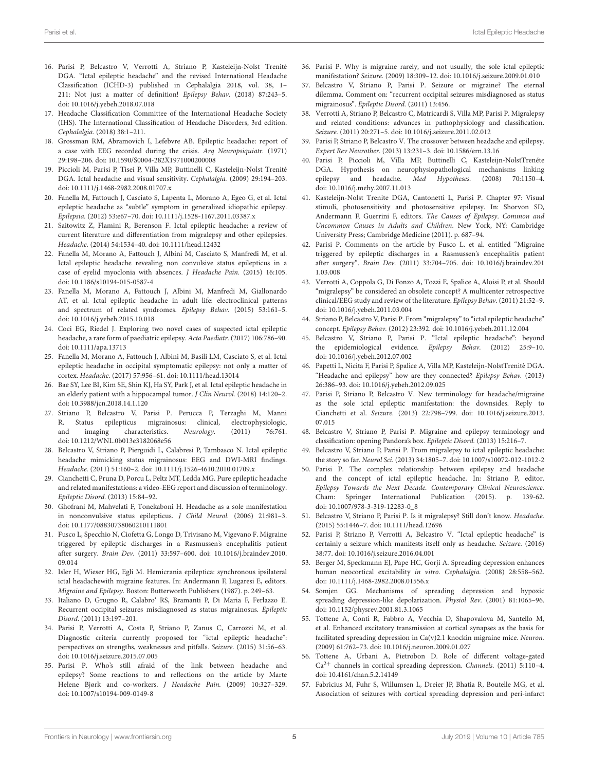16. Parisi P, Belcastro V, Verrotti A, Striano P, Kasteleijn-Nolst Trenitè DGA. "Ictal epileptic headache" and the revised International Headache Classification (ICHD-3) published in Cephalalgia 2018, vol. 38, 1–211: Not just a matter of definition! *Epilepsy Behav.* (2018) 87:243–5. doi: 10.1016/j.yebeh.2018.07.018
17. Headache Classification Committee of the International Headache Society (IHS). The International Classification of Headache Disorders, 3rd edition. *Cephalalgia.* (2018) 38:1–211.
18. Grossman RM, Abramovich I, Lefebvre AB. Epileptic headache: report of a case with EEG recorded during the crisis. *Arq Neuropsiquiatr.* (1971) 29:198–206. doi: 10.1590/S0004-282X1971000200008
19. Piccioli M, Parisi P, Tisei P, Villa MP, Buttinelli C, Kasteleijn-Nolst Trenité DGA. Ictal headache and visual sensitivity. *Cephalalgia.* (2009) 29:194–203. doi: 10.1111/j.1468-2982.2008.01707.x
20. Fanella M, Fattouch J, Casciato S, Lapenta L, Morano A, Egeo G, et al. Ictal epileptic headache as "subtle" symptom in generalized idiopathic epilepsy. *Epilepsia.* (2012) 53:e67–70. doi: 10.1111/j.1528-1167.2011.03387.x
21. Saitowitz Z, Flamini R, Berenson F. Ictal epileptic headache: a review of current literature and differentiation from migralepsy and other epilepsies. *Headache.* (2014) 54:1534–40. doi: 10.1111/head.12432
22. Fanella M, Morano A, Fattouch J, Albini M, Casciato S, Manfredi M, et al. Ictal epileptic headache revealing non convulsive status epilepticus in a case of eyelid myoclonia with absences. *J Headache Pain.* (2015) 16:105. doi: 10.1186/s10194-015-0587-4
23. Fanella M, Morano A, Fattouch J, Albini M, Manfredi M, Giallonardo AT, et al. Ictal epileptic headache in adult life: electroclinical patterns and spectrum of related syndromes. *Epilepsy Behav.* (2015) 53:161–5. doi: 10.1016/j.yebeh.2015.10.018
24. Coci EG, Riedel J. Exploring two novel cases of suspected ictal epileptic headache, a rare form of paediatric epilepsy. *Acta Paediatr.* (2017) 106:786–90. doi: 10.1111/apa.13713
25. Fanella M, Morano A, Fattouch J, Albini M, Basili LM, Casciato S, et al. Ictal epileptic headache in occipital symptomatic epilepsy: not only a matter of cortex. *Headache.* (2017) 57:956–61. doi: 10.1111/head.13014
26. Bae SY, Lee BI, Kim SE, Shin KJ, Ha SY, Park J, et al. Ictal epileptic headache in an elderly patient with a hippocampal tumor. *J Clin Neurol.* (2018) 14:120–2. doi: 10.3988/jcn.2018.14.1.120
27. Striano P, Belcastro V, Parisi P. Perucca P, Terzaghi M, Manni R. Status epilepticus migrainosus: clinical, electrophysiologic, and imaging characteristics. *Neurology.* (2011) 76:761. doi: 10.1212/WNL.0b013e3182068e56
28. Belcastro V, Striano P, Pierguidi L, Calabresi P, Tambasco N. Ictal epileptic headache mimicking status migrainosus: EEG and DWI-MRI findings. *Headache.* (2011) 51:160–2. doi: 10.1111/j.1526-4610.2010.01709.x
29. Cianchetti C, Pruna D, Porcu L, Peltz MT, Ledda MG. Pure epileptic headache and related manifestations: a video-EEG report and discussion of terminology. *Epileptic Disord.* (2013) 15:84–92.
30. Ghofrani M, Mahvelati F, Tonekaboni H. Headache as a sole manifestation in nonconvulsive status epilepticus. *J Child Neurol.* (2006) 21:981–3. doi: 10.1177/08830738060210111801
31. Fusco L, Specchio N, Ciofetta G, Longo D, Trivisano M, Vigevano F. Migraine triggered by epileptic discharges in a Rasmussen's encephalitis patient after surgery. *Brain Dev.* (2011) 33:597–600. doi: 10.1016/j.braindev.2010.09.014
32. Isler H, Wieser HG, Egli M. Hemicrania epileptica: synchronous ipsilateral ictal headachewith migraine features. In: Andermann F, Lugaresi E, editors. *Migraine and Epilepsy*. Boston: Butterworth Publishers (1987). p. 249–63.
33. Italiano D, Grugno R, Calabro' RS, Bramanti P, Di Maria F, Ferlazzo E. Recurrent occipital seizures misdiagnosed as status migrainosus. *Epileptic Disord.* (2011) 13:197–201.
34. Parisi P, Verrotti A, Costa P, Striano P, Zanus C, Carrozzi M, et al. Diagnostic criteria currently proposed for "ictal epileptic headache": perspectives on strengths, weaknesses and pitfalls. *Seizure.* (2015) 31:56–63. doi: 10.1016/j.seizure.2015.07.005
35. Parisi P. Who's still afraid of the link between headache and epilepsy? Some reactions to and reflections on the article by Marte Helene Bjørk and co-workers. *J Headache Pain.* (2009) 10:327–329. doi: 10.1007/s10194-009-0149-8
36. Parisi P. Why is migraine rarely, and not usually, the sole ictal epileptic manifestation? *Seizure.* (2009) 18:309–12. doi: 10.1016/j.seizure.2009.01.010
37. Belcastro V, Striano P, Parisi P. Seizure or migraine? The eternal dilemma. Comment on: "recurrent occipital seizures misdiagnosed as status migrainosus". *Epileptic Disord.* (2011) 13:456.
38. Verrotti A, Striano P, Belcastro V, Matricardi S, Villa MP, Parisi P. Migralepsy and related conditions: advances in pathophysiology and classification. *Seizure.* (2011) 20:271–5. doi: 10.1016/j.seizure.2011.02.012
39. Parisi P, Striano P, Belcastro V. The crossover between headache and epilepsy. *Expert Rev Neurother.* (2013) 13:231–3. doi: 10.1586/ern.13.16
40. Parisi P, Piccioli M, Villa MP, Buttinelli C, Kasteleijn-NolstTrenéte DGA. Hypothesis on neurophysiopathological mechanisms linking epilepsy and headache. *Med Hypotheses.* (2008) 70:1150–4. doi: 10.1016/j.mehy.2007.11.013
41. Kasteleijn-Nolst Trenite DGA, Cantonetti L, Parisi P. Chapter 97: Visual stimuli, photosensitivity and photosensitive epilepsy. In: Shorvon SD, Andermann F, Guerrini F, editors. *The Causes of Epilepsy. Common and Uncommon Causes in Adults and Children*. New York, NY: Cambridge University Press; Cambridge Medicine (2011). p. 687–94.
42. Parisi P. Comments on the article by Fusco L. et al. entitled "Migraine triggered by epileptic discharges in a Rasmussen's encephalitis patient after surgery". *Brain Dev.* (2011) 33:704–705. doi: 10.1016/j.braindev.2011.03.008
43. Verrotti A, Coppola G, Di Fonzo A, Tozzi E, Spalice A, Aloisi P, et al. Should "migralepsy" be considered an obsolete concept? A multicenter retrospective clinical/EEG study and review of the literature. *Epilepsy Behav.* (2011) 21:52–9. doi: 10.1016/j.yebeh.2011.03.004
44. Striano P, Belcastro V, Parisi P. From "migralepsy" to "ictal epileptic headache" concept. *Epilepsy Behav.* (2012) 23:392. doi: 10.1016/j.yebeh.2011.12.004
45. Belcastro V, Striano P, Parisi P. "Ictal epileptic headache": beyond the epidemiological evidence. *Epilepsy Behav.* (2012) 25:9–10. doi: 10.1016/j.yebeh.2012.07.002
46. Papetti L, Nicita F, Parisi P, Spalice A, Villa MP, Kasteleijn-NolstTrenitè DGA. "Headache and epilepsy" how are they connected? *Epilepsy Behav.* (2013) 26:386–93. doi: 10.1016/j.yebeh.2012.09.025
47. Parisi P, Striano P, Belcastro V. New terminology for headache/migraine as the sole ictal epileptic manifestation: the downsides. Reply to Cianchetti et al. *Seizure.* (2013) 22:798–799. doi: 10.1016/j.seizure.2013.07.015
48. Belcastro V, Striano P, Parisi P. Migraine and epilepsy terminology and classification: opening Pandora's box. *Epileptic Disord.* (2013) 15:216–7.
49. Belcastro V, Striano P, Parisi P. From migralepsy to ictal epileptic headache: the story so far. *Neurol Sci.* (2013) 34:1805–7. doi: 10.1007/s10072-012-1012-2
50. Parisi P. The complex relationship between epilepsy and headache and the concept of ictal epileptic headache. In: Striano P, editor. *Epilepsy Towards the Next Decade. Contemporary Clinical Neuroscience*. Cham: Springer International Publication (2015). p. 139-62. doi: 10.1007/978-3-319-12283-0_8
51. Belcastro V, Striano P, Parisi P. Is it migralepsy? Still don't know. *Headache.* (2015) 55:1446–7. doi: 10.1111/head.12696
52. Parisi P, Striano P, Verrotti A, Belcastro V. "Ictal epileptic headache" is certainly a seizure which manifests itself only as headache. *Seizure.* (2016) 38:77. doi: 10.1016/j.seizure.2016.04.001
53. Berger M, Speckmann EJ, Pape HC, Gorji A. Spreading depression enhances human neocortical excitability *in vitro*. *Cephalalgia.* (2008) 28:558–562. doi: 10.1111/j.1468-2982.2008.01556.x
54. Somjen GG. Mechanisms of spreading depression and hypoxic spreading depression-like depolarization. *Physiol Rev.* (2001) 81:1065–96. doi: 10.1152/physrev.2001.81.3.1065
55. Tottene A, Conti R, Fabbro A, Vecchia D, Shapovalova M, Santello M, et al. Enhanced excitatory transmission at cortical synapses as the basis for facilitated spreading depression in Ca(v)2.1 knockin migraine mice. *Neuron.* (2009) 61:762–73. doi: 10.1016/j.neuron.2009.01.027
56. Tottene A, Urbani A, Pietrobon D. Role of different voltage-gated $Ca^{2+}$ channels in cortical spreading depression. *Channels.* (2011) 5:110–4. doi: 10.4161/chan.5.2.14149
57. Fabricius M, Fuhr S, Willumsen L, Dreier JP, Bhatia R, Boutelle MG, et al. Association of seizures with cortical spreading depression and peri-infarct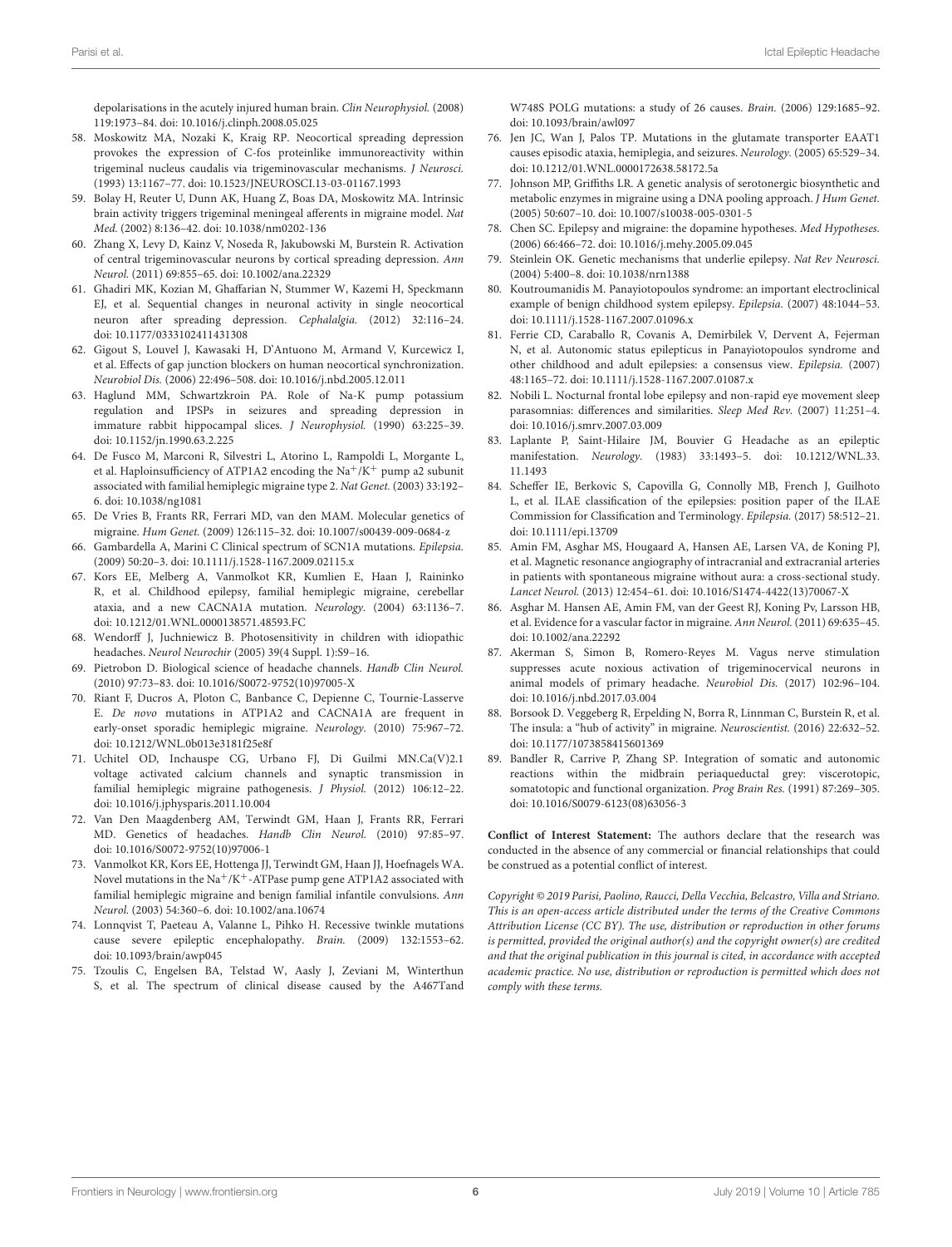depolarisations in the acutely injured human brain. *Clin Neurophysiol.* (2008) 119:1973–84. doi: 10.1016/j.clinph.2008.05.025

58. Moskowitz MA, Nozaki K, Kraig RP. Neocortical spreading depression provokes the expression of C-fos proteinlike immunoreactivity within trigeminal nucleus caudalis via trigeminovascular mechanisms. *J Neurosci.* (1993) 13:1167–77. doi: 10.1523/JNEUROSCI.13-03-01167.1993
59. Bolay H, Reuter U, Dunn AK, Huang Z, Boas DA, Moskowitz MA. Intrinsic brain activity triggers trigeminal meningeal afferents in migraine model. *Nat Med.* (2002) 8:136–42. doi: 10.1038/nm0202-136
60. Zhang X, Levy D, Kainz V, Noseda R, Jakubowski M, Burstein R. Activation of central trigeminovascular neurons by cortical spreading depression. *Ann Neurol.* (2011) 69:855–65. doi: 10.1002/ana.22329
61. Ghadiri MK, Kozian M, Ghaffarian N, Stummer W, Kazemi H, Speckmann EJ, et al. Sequential changes in neuronal activity in single neocortical neuron after spreading depression. *Cephalalgia.* (2012) 32:116–24. doi: 10.1177/0333102411431308
62. Gigout S, Louvel J, Kawasaki H, D'Antuono M, Armand V, Kurcewicz I, et al. Effects of gap junction blockers on human neocortical synchronization. *Neurobiol Dis.* (2006) 22:496–508. doi: 10.1016/j.nbd.2005.12.011
63. Haglund MM, Schwartzkroin PA. Role of Na-K pump potassium regulation and IPSPs in seizures and spreading depression in immature rabbit hippocampal slices. *J Neurophysiol.* (1990) 63:225–39. doi: 10.1152/jn.1990.63.2.225
64. De Fusco M, Marconi R, Silvestri L, Atorino L, Rampoldi L, Morgante L, et al. Haploinsufficiency of ATP1A2 encoding the $Na^{+}/K^{+}$ pump a2 subunit associated with familial hemiplegic migraine type 2. *Nat Genet.* (2003) 33:192–6. doi: 10.1038/ng1081
65. De Vries B, Frants RR, Ferrari MD, van den MAM. Molecular genetics of migraine. *Hum Genet.* (2009) 126:115–32. doi: 10.1007/s00439-009-0684-z
66. Gambardella A, Marini C Clinical spectrum of SCN1A mutations. *Epilepsia.* (2009) 50:20–3. doi: 10.1111/j.1528-1167.2009.02115.x
67. Kors EE, Melberg A, Vanmolkot KR, Kumlien E, Haan J, Raininko R, et al. Childhood epilepsy, familial hemiplegic migraine, cerebellar ataxia, and a new CACNA1A mutation. *Neurology.* (2004) 63:1136–7. doi: 10.1212/01.WNL.0000138571.48593.FC
68. Wendorff J, Juchniewicz B. Photosensitivity in children with idiopathic headaches. *Neurol Neurochir* (2005) 39(4 Suppl. 1):S9–16.
69. Pietrobon D. Biological science of headache channels. *Handb Clin Neurol.* (2010) 97:73–83. doi: 10.1016/S0072-9752(10)97005-X
70. Riant F, Ducros A, Ploton C, Banbance C, Depienne C, Tournie-Lasserve E. *De novo* mutations in ATP1A2 and CACNA1A are frequent in early-onset sporadic hemiplegic migraine. *Neurology.* (2010) 75:967–72. doi: 10.1212/WNL.0b013e3181f25e8f
71. Uchitel OD, Inchauspe CG, Urbano FJ, Di Guilmi MN.Ca(V)2.1 voltage activated calcium channels and synaptic transmission in familial hemiplegic migraine pathogenesis. *J Physiol.* (2012) 106:12–22. doi: 10.1016/j.jphysparis.2011.10.004
72. Van Den Maagdenberg AM, Terwindt GM, Haan J, Frants RR, Ferrari MD. Genetics of headaches. *Handb Clin Neurol.* (2010) 97:85–97. doi: 10.1016/S0072-9752(10)97006-1
73. Vanmolkot KR, Kors EE, Hottenga JJ, Terwindt GM, Haan JJ, Hoefnagels WA. Novel mutations in the $Na^{+}/K^{+}$-ATPase pump gene ATP1A2 associated with familial hemiplegic migraine and benign familial infantile convulsions. *Ann Neurol.* (2003) 54:360–6. doi: 10.1002/ana.10674
74. Lonnqvist T, Paeteau A, Valanne L, Pihko H. Recessive twinkle mutations cause severe epileptic encephalopathy. *Brain.* (2009) 132:1553–62. doi: 10.1093/brain/awp045
75. Tzoulis C, Engelsen BA, Telstad W, Aasly J, Zeviani M, Winterthun S, et al. The spectrum of clinical disease caused by the A467Tand W748S POLG mutations: a study of 26 causes. *Brain.* (2006) 129:1685–92. doi: 10.1093/brain/awl097
76. Jen JC, Wan J, Palos TP. Mutations in the glutamate transporter EAAT1 causes episodic ataxia, hemiplegia, and seizures. *Neurology.* (2005) 65:529–34. doi: 10.1212/01.WNL.0000172638.58172.5a
77. Johnson MP, Griffiths LR. A genetic analysis of serotonergic biosynthetic and metabolic enzymes in migraine using a DNA pooling approach. *J Hum Genet.* (2005) 50:607–10. doi: 10.1007/s10038-005-0301-5
78. Chen SC. Epilepsy and migraine: the dopamine hypotheses. *Med Hypotheses.* (2006) 66:466–72. doi: 10.1016/j.mehy.2005.09.045
79. Steinlein OK. Genetic mechanisms that underlie epilepsy. *Nat Rev Neurosci.* (2004) 5:400–8. doi: 10.1038/nrn1388
80. Koutroumanidis M. Panayiotopoulos syndrome: an important electroclinical example of benign childhood system epilepsy. *Epilepsia.* (2007) 48:1044–53. doi: 10.1111/j.1528-1167.2007.01096.x
81. Ferrie CD, Caraballo R, Covanis A, Demirbilek V, Dervent A, Fejerman N, et al. Autonomic status epilepticus in Panayiotopoulos syndrome and other childhood and adult epilepsies: a consensus view. *Epilepsia.* (2007) 48:1165–72. doi: 10.1111/j.1528-1167.2007.01087.x
82. Nobili L. Nocturnal frontal lobe epilepsy and non-rapid eye movement sleep parasomnias: differences and similarities. *Sleep Med Rev.* (2007) 11:251–4. doi: 10.1016/j.smrv.2007.03.009
83. Laplante P, Saint-Hilaire JM, Bouvier G Headache as an epileptic manifestation. *Neurology.* (1983) 33:1493–5. doi: 10.1212/WNL.33.11.1493
84. Scheffer IE, Berkovic S, Capovilla G, Connolly MB, French J, Guilhoto L, et al. ILAE classification of the epilepsies: position paper of the ILAE Commission for Classification and Terminology. *Epilepsia.* (2017) 58:512–21. doi: 10.1111/epi.13709
85. Amin FM, Asghar MS, Hougaard A, Hansen AE, Larsen VA, de Koning PJ, et al. Magnetic resonance angiography of intracranial and extracranial arteries in patients with spontaneous migraine without aura: a cross-sectional study. *Lancet Neurol.* (2013) 12:454–61. doi: 10.1016/S1474-4422(13)70067-X
86. Asghar M. Hansen AE, Amin FM, van der Geest RJ, Koning Pv, Larsson HB, et al. Evidence for a vascular factor in migraine. *Ann Neurol.* (2011) 69:635–45. doi: 10.1002/ana.22292
87. Akerman S, Simon B, Romero-Reyes M. Vagus nerve stimulation suppresses acute noxious activation of trigeminocervical neurons in animal models of primary headache. *Neurobiol Dis.* (2017) 102:96–104. doi: 10.1016/j.nbd.2017.03.004
88. Borsook D. Veggeberg R, Erpelding N, Borra R, Linnman C, Burstein R, et al. The insula: a "hub of activity" in migraine. *Neuroscientist.* (2016) 22:632–52. doi: 10.1177/1073858415601369
89. Bandler R, Carrive P, Zhang SP. Integration of somatic and autonomic reactions within the midbrain periaqueductal grey: viscerotopic, somatotopic and functional organization. *Prog Brain Res.* (1991) 87:269–305. doi: 10.1016/S0079-6123(08)63056-3

**Conflict of Interest Statement:** The authors declare that the research was conducted in the absence of any commercial or financial relationships that could be construed as a potential conflict of interest.

*Copyright © 2019 Parisi, Paolino, Raucci, Della Vecchia, Belcastro, Villa and Striano. This is an open-access article distributed under the terms of the Creative Commons Attribution License (CC BY). The use, distribution or reproduction in other forums is permitted, provided the original author(s) and the copyright owner(s) are credited and that the original publication in this journal is cited, in accordance with accepted academic practice. No use, distribution or reproduction is permitted which does not comply with these terms.*